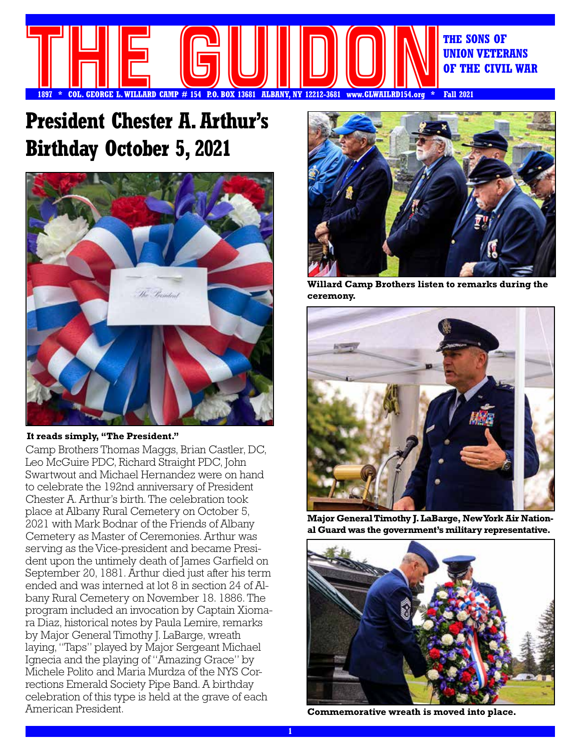# THE GUIDON

**THE SONS OF UNION VETERANS OF THE CIVIL WAR**

**1897 * COL. GEORGE L. WILLARD CAMP # 154 P.O. BOX 13681 ALBANY, NY 12212-3681 www.CLWAILRD154.org * Fall 2021**

## President Chester A. Arthur's Birthday October 5, 2021

**It reads simply, "The President."**

Camp Brothers Thomas Maggs, Brian Castler, DC, Leo McGuire PDC, Richard Straight PDC, John Swartwout and Michael Hernandez were on hand to celebrate the 192nd anniversary of President Chester A. Arthur's birth. The celebration took place at Albany Rural Cemetery on October 5, 2021 with Mark Bodnar of the Friends of Albany Cemetery as Master of Ceremonies. Arthur was serving as the Vice-president and became President upon the untimely death of James Garfield on September 20, 1881. Arthur died just after his term ended and was interned at lot 8 in section 24 of Albany Rural Cemetery on November 18. 1886. The program included an invocation by Captain Xiomara Diaz, historical notes by Paula Lemire, remarks by Major General Timothy J. LaBarge, wreath laying, "Taps" played by Major Sergeant Michael Ignecia and the playing of "Amazing Grace" by Michele Polito and Maria Murdza of the NYS Corrections Emerald Society Pipe Band. A birthday celebration of this type is held at the grave of each American President.

**Willard Camp Brothers listen to remarks during the ceremony.**

**Major General Timothy J. LaBarge, New York Air National Guard was the government's military representative.**

**Commemorative wreath is moved into place.**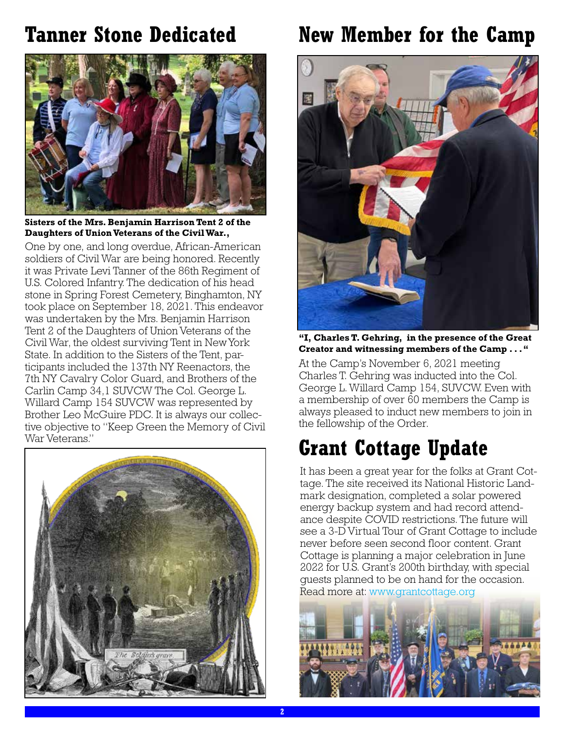## Tanner Stone Dedicated

**Sisters of the Mrs. Benjamin Harrison Tent 2 of the Daughters of Union Veterans of the Civil War.,**

One by one, and long overdue, African-American soldiers of Civil War are being honored. Recently it was Private Levi Tanner of the 86th Regiment of U.S. Colored Infantry. The dedication of his head stone in Spring Forest Cemetery, Binghamton, NY took place on September 18, 2021. This endeavor was undertaken by the Mrs. Benjamin Harrison Tent 2 of the Daughters of Union Veterans of the Civil War, the oldest surviving Tent in New York State. In addition to the Sisters of the Tent, participants included the 137th NY Reenactors, the 7th NY Cavalry Color Guard, and Brothers of the Carlin Camp 34,1 SUVCW The Col. George L. Willard Camp 154 SUVCW was represented by Brother Leo McGuire PDC. It is always our collective objective to "Keep Green the Memory of Civil War Veterans."

## New Member for the Camp

**"I, Charles T. Gehring, in the presence of the Great Creator and witnessing members of the Camp . . . "**

At the Camp's November 6, 2021 meeting Charles T. Gehring was inducted into the Col. George L. Willard Camp 154, SUVCW. Even with a membership of over 60 members the Camp is always pleased to induct new members to join in the fellowship of the Order.

## Grant Cottage Update

It has been a great year for the folks at Grant Cottage. The site received its National Historic Landmark designation, completed a solar powered energy backup system and had record attendance despite COVID restrictions. The future will see a 3-D Virtual Tour of Grant Cottage to include never before seen second floor content. Grant Cottage is planning a major celebration in June 2022 for U.S. Grant's 200th birthday, with special guests planned to be on hand for the occasion. Read more at: www.grantcottage.org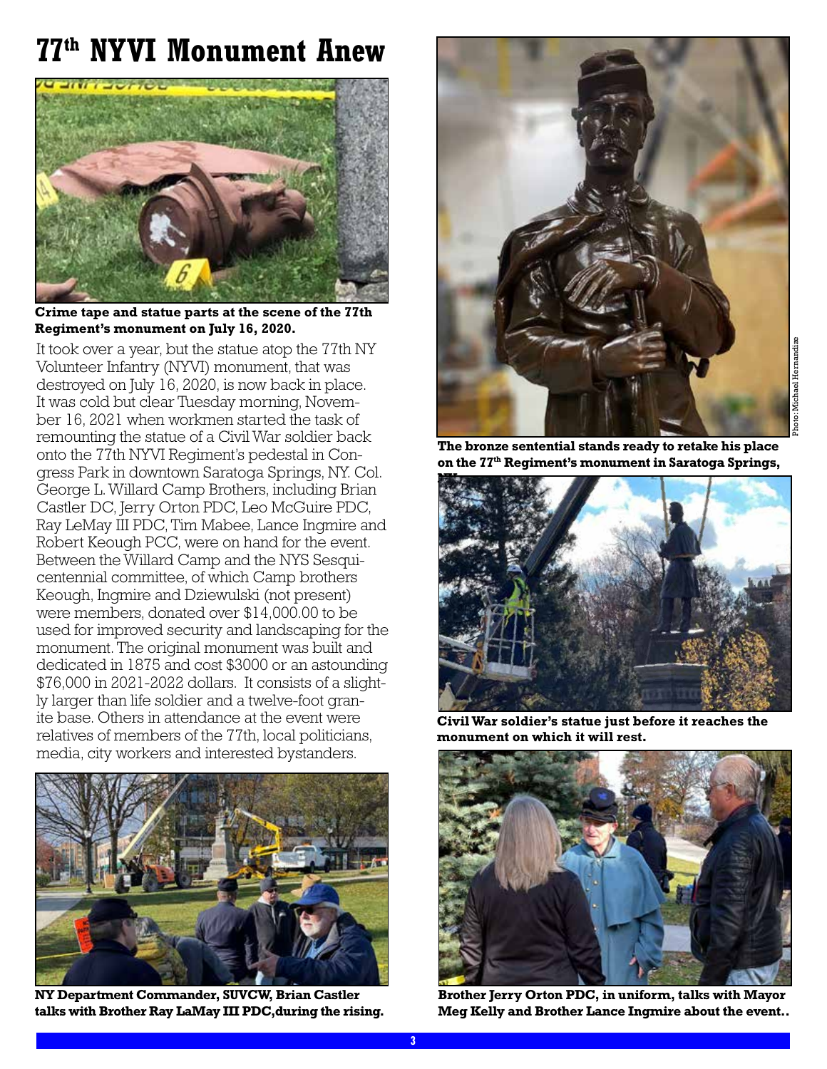# 77th NYVI Monument Anew

**Crime tape and statue parts at the scene of the 77th Regiment's monument on July 16, 2020.**

It took over a year, but the statue atop the 77th NY Volunteer Infantry (NYVI) monument, that was destroyed on July 16, 2020, is now back in place. It was cold but clear Tuesday morning, November 16, 2021 when workmen started the task of remounting the statue of a Civil War soldier back onto the 77th NYVI Regiment's pedestal in Congress Park in downtown Saratoga Springs, NY. Col. George L. Willard Camp Brothers, including Brian Castler DC, Jerry Orton PDC, Leo McGuire PDC, Ray LeMay III PDC, Tim Mabee, Lance Ingmire and Robert Keough PCC, were on hand for the event. Between the Willard Camp and the NYS Sesquicentennial committee, of which Camp brothers Keough, Ingmire and Dziewulski (not present) were members, donated over $14,000.00 to be used for improved security and landscaping for the monument. The original monument was built and dedicated in 1875 and cost $3000 or an astounding $76,000 in 2021-2022 dollars. It consists of a slightly larger than life soldier and a twelve-foot granite base. Others in attendance at the event were relatives of members of the 77th, local politicians, media, city workers and interested bystanders.

**NY Department Commander, SUVCW, Brian Castler talks with Brother Ray LaMay III PDC, during the rising.**

Photo: Michael Hernandize

**The bronze sentential stands ready to retake his place on the 77th Regiment's monument in Saratoga Springs, NY.**

**Civil War soldier's statue just before it reaches the monument on which it will rest.**

**Brother Jerry Orton PDC, in uniform, talks with Mayor Meg Kelly and Brother Lance Ingmire about the event..**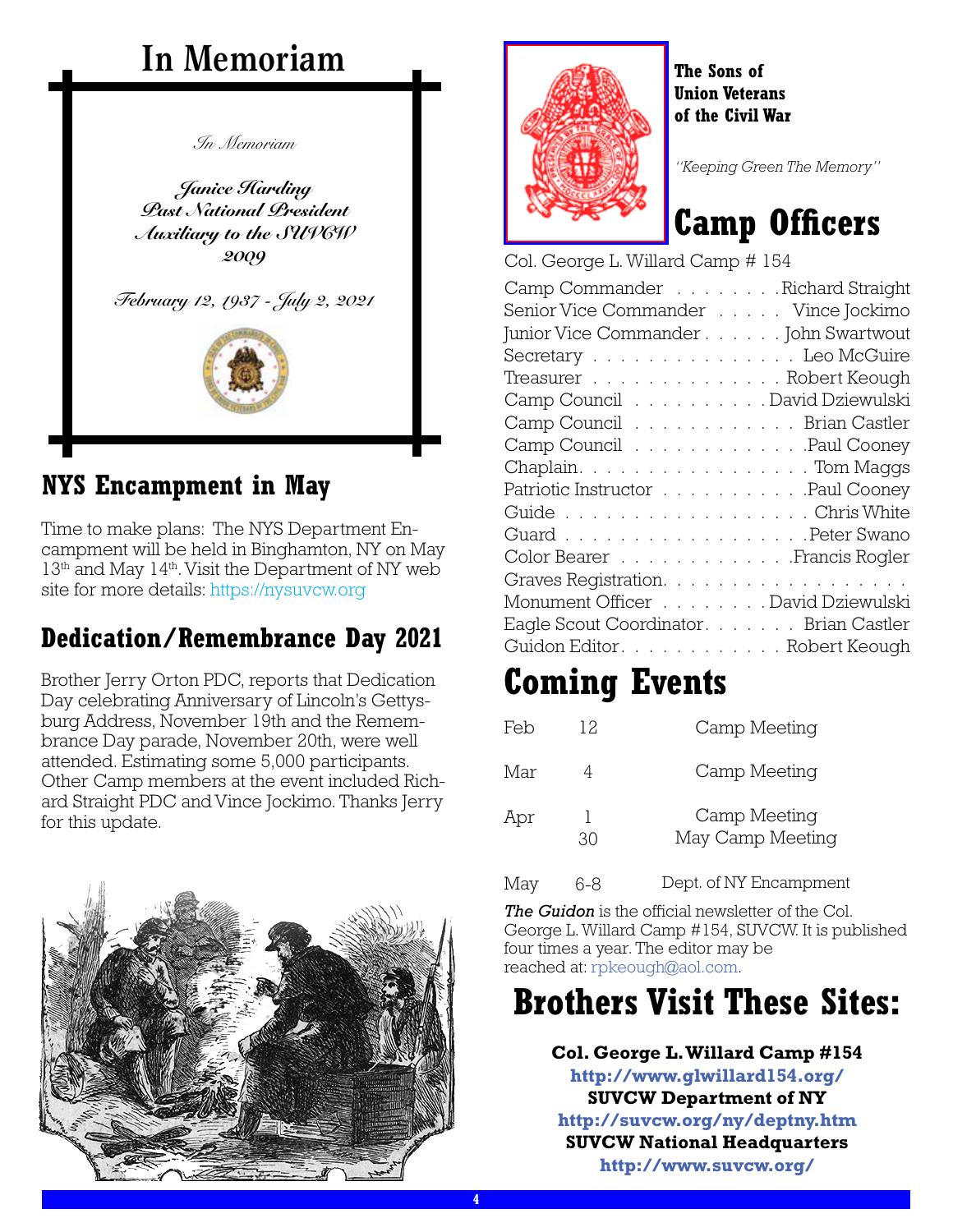# In Memoriam

*In Memoriam*

*Janice Harding*
*Past National President*
*Auxiliary to the SUVCW*
*2009*

*February 12, 1937 - July 2, 2021*

## NYS Encampment in May

Time to make plans: The NYS Department Encampment will be held in Binghamton, NY on May 13th and May 14th. Visit the Department of NY web site for more details: https://nysuvcw.org

## Dedication/Remembrance Day 2021

Brother Jerry Orton PDC, reports that Dedication Day celebrating Anniversary of Lincoln's Gettysburg Address, November 19th and the Remembrance Day parade, November 20th, were well attended. Estimating some 5,000 participants. Other Camp members at the event included Richard Straight PDC and Vince Jockimo. Thanks Jerry for this update.

**The Sons of Union Veterans of the Civil War**

*"Keeping Green The Memory"*

# Camp Officers

Col. George L. Willard Camp # 154

| | |
|---|---|
| Camp Commander | Richard Straight |
| Senior Vice Commander | Vince Jockimo |
| Junior Vice Commander | John Swartwout |
| Secretary | Leo McGuire |
| Treasurer | Robert Keough |
| Camp Council | David Dziewulski |
| Camp Council | Brian Castler |
| Camp Council | Paul Cooney |
| Chaplain | Tom Maggs |
| Patriotic Instructor | Paul Cooney |
| Guide | Chris White |
| Guard | Peter Swano |
| Color Bearer | Francis Rogler |
| Graves Registration | |
| Monument Officer | David Dziewulski |
| Eagle Scout Coordinator | Brian Castler |
| Guidon Editor | Robert Keough |

# Coming Events

| | | |
|---|---|---|
| Feb | 12 | Camp Meeting |
| Mar | 4 | Camp Meeting |
| Apr | 1 | Camp Meeting |
| | 30 | May Camp Meeting |
| May | 6-8 | Dept. of NY Encampment |

***The Guidon*** is the official newsletter of the Col. George L. Willard Camp #154, SUVCW. It is published four times a year. The editor may be reached at: rpkeough@aol.com.

# Brothers Visit These Sites:

**Col. George L. Willard Camp #154**
**http://www.glwillard154.org/**
**SUVCW Department of NY**
**http://suvcw.org/ny/deptny.htm**
**SUVCW National Headquarters**
**http://www.suvcw.org/**